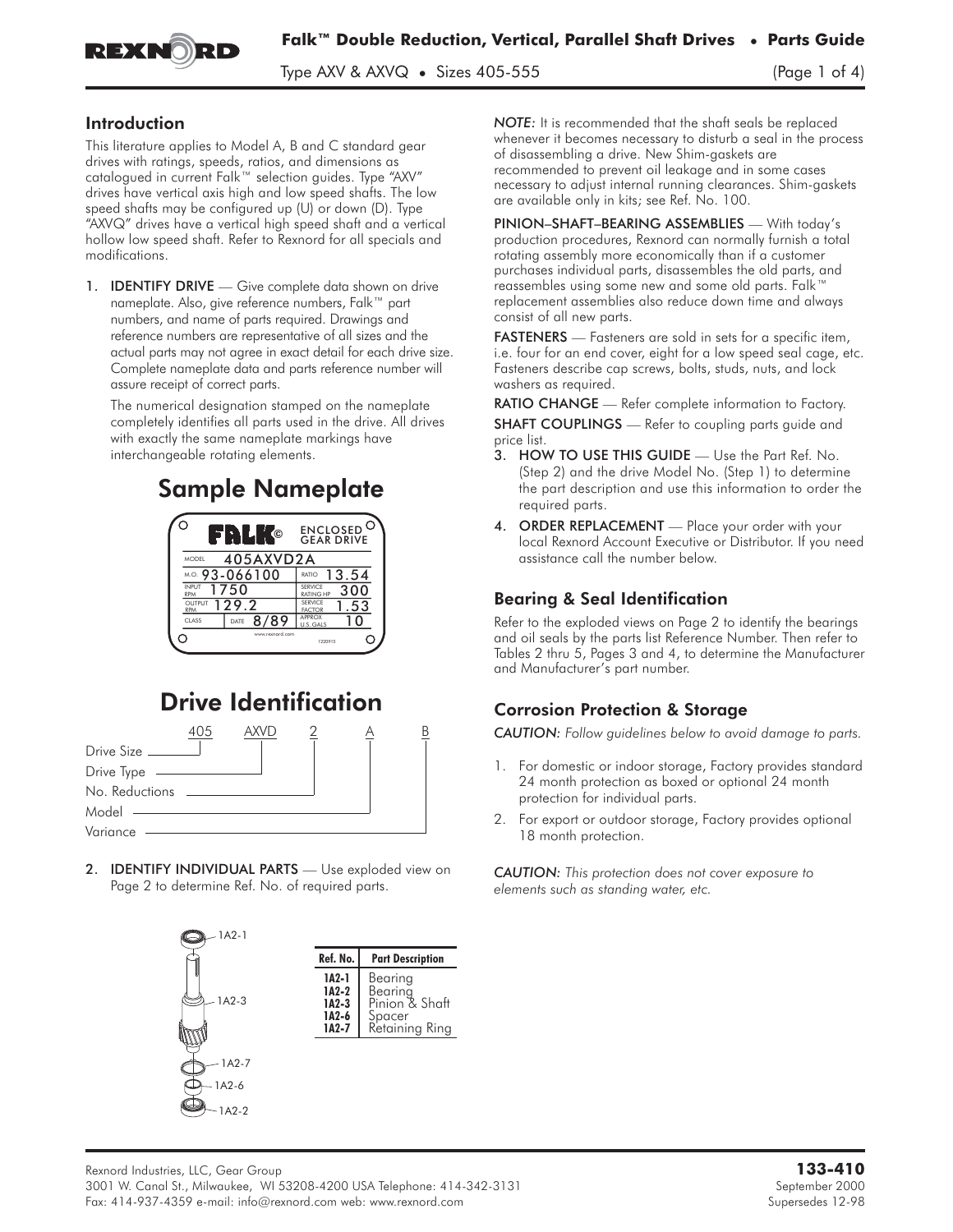# Falk™ Double Reduction, Vertical, Parallel Shaft Drives • Parts Guide

Type AXV & AXVQ • Sizes 405-555

## Introduction

This literature applies to Model A, B and C standard gear drives with ratings, speeds, ratios, and dimensions as catalogued in current Falk™ selection guides. Type "AXV" drives have vertical axis high and low speed shafts. The low speed shafts may be configured up (U) or down (D). Type "AXVQ" drives have a vertical high speed shaft and a vertical hollow low speed shaft. Refer to Rexnord for all specials and modifications.

1. **IDENTIFY DRIVE** — Give complete data shown on drive nameplate. Also, give reference numbers, Falk™ part numbers, and name of parts required. Drawings and reference numbers are representative of all sizes and the actual parts may not agree in exact detail for each drive size. Complete nameplate data and parts reference number will assure receipt of correct parts.

   The numerical designation stamped on the nameplate completely identifies all parts used in the drive. All drives with exactly the same nameplate markings have interchangeable rotating elements.

## Sample Nameplate

FALK© ENCLOSED GEAR DRIVE

| | | | |
|---|---|---|---|
| MODEL | 405AXVD2A | | |
| M.O. | 93-066100 | RATIO | 13.54 |
| INPUT RPM | 1750 | SERVICE RATING HP | 300 |
| OUTPUT RPM | 129.2 | SERVICE FACTOR | 1.53 |
| CLASS | DATE 8/89 | APPROX U.S. GALS | 10 |

www.rexnord.com

## Drive Identification

| 405 | AXVD | 2 | A | B |
|---|---|---|---|---|
| Drive Size | Drive Type | No. Reductions | Model | Variance |

2. **IDENTIFY INDIVIDUAL PARTS** — Use exploded view on Page 2 to determine Ref. No. of required parts.

| Ref. No. | Part Description |
|---|---|
| 1A2-1 | Bearing |
| 1A2-2 | Bearing |
| 1A2-3 | Pinion & Shaft |
| 1A2-6 | Spacer |
| 1A2-7 | Retaining Ring |

*NOTE:* It is recommended that the shaft seals be replaced whenever it becomes necessary to disturb a seal in the process of disassembling a drive. New Shim-gaskets are recommended to prevent oil leakage and in some cases necessary to adjust internal running clearances. Shim-gaskets are available only in kits; see Ref. No. 100.

**PINION–SHAFT–BEARING ASSEMBLIES** — With today's production procedures, Rexnord can normally furnish a total rotating assembly more economically than if a customer purchases individual parts, disassembles the old parts, and reassembles using some new and some old parts. Falk™ replacement assemblies also reduce down time and always consist of all new parts.

**FASTENERS** — Fasteners are sold in sets for a specific item, i.e. four for an end cover, eight for a low speed seal cage, etc. Fasteners describe cap screws, bolts, studs, nuts, and lock washers as required.

**RATIO CHANGE** — Refer complete information to Factory.

**SHAFT COUPLINGS** — Refer to coupling parts guide and price list.

3. **HOW TO USE THIS GUIDE** — Use the Part Ref. No. (Step 2) and the drive Model No. (Step 1) to determine the part description and use this information to order the required parts.
4. **ORDER REPLACEMENT** — Place your order with your local Rexnord Account Executive or Distributor. If you need assistance call the number below.

## Bearing & Seal Identification

Refer to the exploded views on Page 2 to identify the bearings and oil seals by the parts list Reference Number. Then refer to Tables 2 thru 5, Pages 3 and 4, to determine the Manufacturer and Manufacturer's part number.

## Corrosion Protection & Storage

*CAUTION: Follow guidelines below to avoid damage to parts.*

1. For domestic or indoor storage, Factory provides standard 24 month protection as boxed or optional 24 month protection for individual parts.
2. For export or outdoor storage, Factory provides optional 18 month protection.

*CAUTION: This protection does not cover exposure to elements such as standing water, etc.*

Rexnord Industries, LLC, Gear Group
3001 W. Canal St., Milwaukee, WI 53208-4200 USA Telephone: 414-342-3131
Fax: 414-937-4359 e-mail: info@rexnord.com web: www.rexnord.com

**133-410**
September 2000
Supersedes 12-98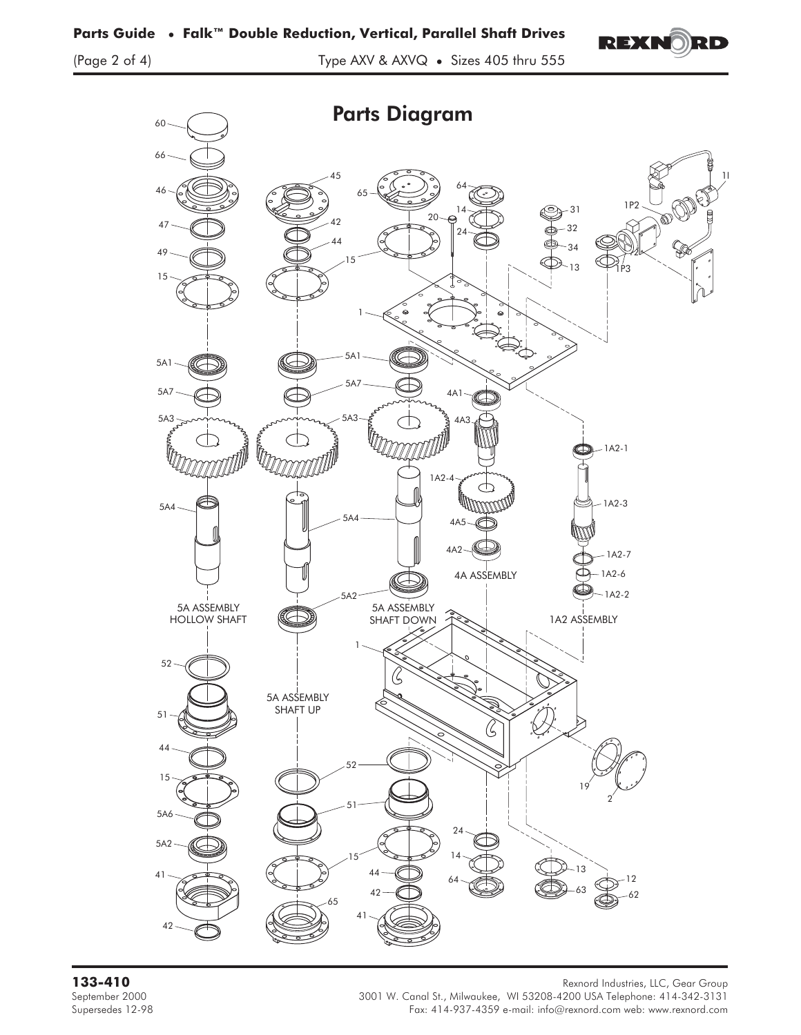## Parts Diagram

60
66
46
47
49
15
5A1
5A7
5A3
5A4
5A ASSEMBLY HOLLOW SHAFT
52
51
44
15
5A6
5A2
41
42

45
42
44
15
5A1
5A7
5A3
5A4
5A2
5A ASSEMBLY SHAFT UP
52
51
15
65

65
20
15
1
5A1
5A7
5A3
5A4
5A2
5A ASSEMBLY SHAFT DOWN
1
24
14
64
44
42
41

64
14
24
4A1
4A3
1A2-4
4A5
4A2
4A ASSEMBLY

31
32
34
13

1A2-1
1A2-3
1A2-7
1A2-6
1A2-2
1A2 ASSEMBLY

1P2
1P3
1P1
1P2

19
2
13
63
12
62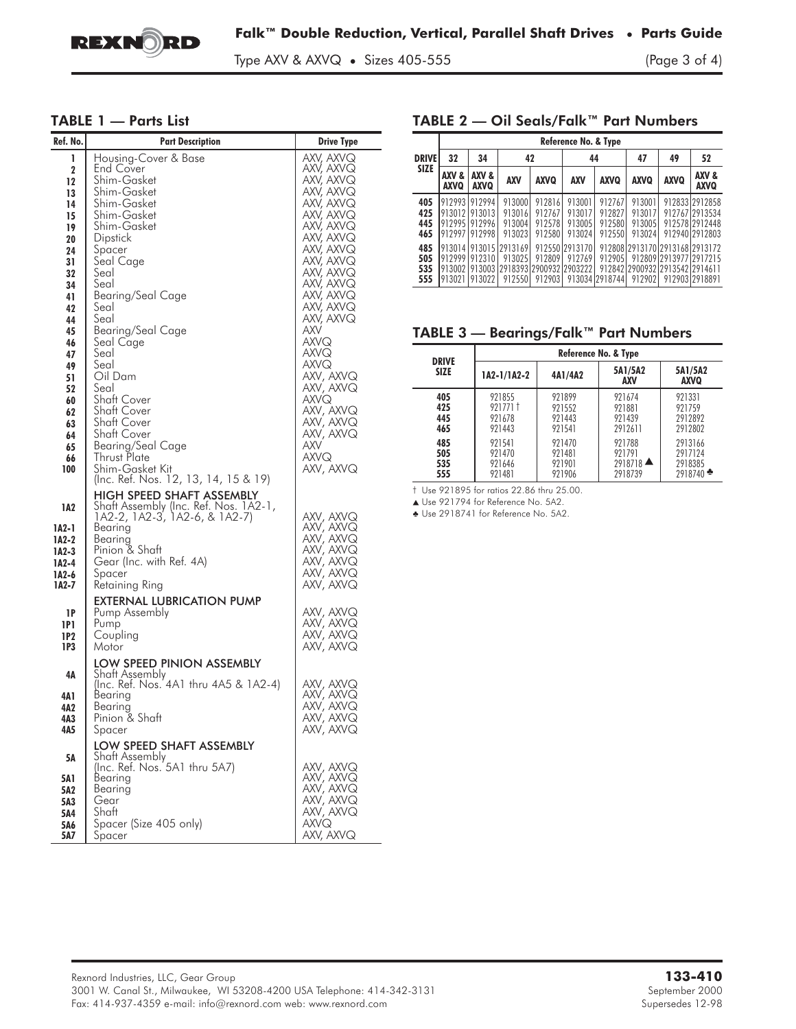## TABLE 1 — Parts List

| Ref. No. | Part Description | Drive Type |
|---|---|---|
| 1 | Housing-Cover & Base | AXV, AXVQ |
| 2 | End Cover | AXV, AXVQ |
| 12 | Shim-Gasket | AXV, AXVQ |
| 13 | Shim-Gasket | AXV, AXVQ |
| 14 | Shim-Gasket | AXV, AXVQ |
| 15 | Shim-Gasket | AXV, AXVQ |
| 19 | Shim-Gasket | AXV, AXVQ |
| 20 | Dipstick | AXV, AXVQ |
| 24 | Spacer | AXV, AXVQ |
| 31 | Seal Cage | AXV, AXVQ |
| 32 | Seal | AXV, AXVQ |
| 34 | Seal | AXV, AXVQ |
| 41 | Bearing/Seal Cage | AXV, AXVQ |
| 42 | Seal | AXV, AXVQ |
| 44 | Seal | AXV, AXVQ |
| 45 | Bearing/Seal Cage | AXV |
| 46 | Seal Cage | AXVQ |
| 47 | Seal | AXVQ |
| 49 | Seal | AXVQ |
| 51 | Oil Dam | AXV, AXVQ |
| 52 | Seal | AXV, AXVQ |
| 60 | Shaft Cover | AXVQ |
| 62 | Shaft Cover | AXV, AXVQ |
| 63 | Shaft Cover | AXV, AXVQ |
| 64 | Shaft Cover | AXV, AXVQ |
| 65 | Bearing/Seal Cage | AXV |
| 66 | Thrust Plate | AXVQ |
| 100 | Shim-Gasket Kit (Inc. Ref. Nos. 12, 13, 14, 15 & 19) | AXV, AXVQ |
| | **HIGH SPEED SHAFT ASSEMBLY** | |
| 1A2 | Shaft Assembly (Inc. Ref. Nos. 1A2-1, 1A2-2, 1A2-3, 1A2-6, & 1A2-7) | AXV, AXVQ |
| 1A2-1 | Bearing | AXV, AXVQ |
| 1A2-2 | Bearing | AXV, AXVQ |
| 1A2-3 | Pinion & Shaft | AXV, AXVQ |
| 1A2-4 | Gear (Inc. with Ref. 4A) | AXV, AXVQ |
| 1A2-6 | Spacer | AXV, AXVQ |
| 1A2-7 | Retaining Ring | AXV, AXVQ |
| | **EXTERNAL LUBRICATION PUMP** | |
| 1P | Pump Assembly | AXV, AXVQ |
| 1P1 | Pump | AXV, AXVQ |
| 1P2 | Coupling | AXV, AXVQ |
| 1P3 | Motor | AXV, AXVQ |
| | **LOW SPEED PINION ASSEMBLY** | |
| 4A | Shaft Assembly (Inc. Ref. Nos. 4A1 thru 4A5 & 1A2-4) | AXV, AXVQ |
| 4A1 | Bearing | AXV, AXVQ |
| 4A2 | Bearing | AXV, AXVQ |
| 4A3 | Pinion & Shaft | AXV, AXVQ |
| 4A5 | Spacer | AXV, AXVQ |
| | **LOW SPEED SHAFT ASSEMBLY** | |
| 5A | Shaft Assembly (Inc. Ref. Nos. 5A1 thru 5A7) | AXV, AXVQ |
| 5A1 | Bearing | AXV, AXVQ |
| 5A2 | Bearing | AXV, AXVQ |
| 5A3 | Gear | AXV, AXVQ |
| 5A4 | Shaft | AXV, AXVQ |
| 5A6 | Spacer (Size 405 only) | AXVQ |
| 5A7 | Spacer | AXV, AXVQ |

## TABLE 2 — Oil Seals/Falk™ Part Numbers

| DRIVE SIZE | Reference No. & Type | | | | | | | | |
|---|---|---|---|---|---|---|---|---|---|
| | 32 | 34 | 42 | | 44 | | 47 | 49 | 52 |
| | AXV & AXVQ | AXV & AXVQ | AXV | AXVQ | AXV | AXVQ | AXVQ | AXVQ | AXV & AXVQ |
| 405 | 912993 | 912994 | 913000 | 912816 | 913001 | 912767 | 913001 | 912833 | 2912858 |
| 425 | 913012 | 913013 | 913016 | 912767 | 913017 | 912827 | 913017 | 912767 | 2913534 |
| 445 | 912995 | 912996 | 913004 | 912578 | 913005 | 912580 | 913005 | 912578 | 2912448 |
| 465 | 912997 | 912998 | 913023 | 912580 | 913024 | 912550 | 913024 | 912940 | 2912803 |
| 485 | 913014 | 913015 | 2913169 | 912550 | 2913170 | 912808 | 2913170 | 2913168 | 2913172 |
| 505 | 912999 | 912310 | 913025 | 912809 | 912769 | 912905 | 912809 | 2913977 | 2917215 |
| 535 | 913002 | 913003 | 2918393 | 2900932 | 2903222 | 912842 | 2900932 | 2913542 | 2914611 |
| 555 | 913021 | 913022 | 912550 | 912903 | 913034 | 2918744 | 912902 | 912903 | 2918891 |

## TABLE 3 — Bearings/Falk™ Part Numbers

| DRIVE SIZE | Reference No. & Type | | | |
|---|---|---|---|---|
| | 1A2-1/1A2-2 | 4A1/4A2 | 5A1/5A2 AXV | 5A1/5A2 AXVQ |
| 405 | 921855 | 921899 | 921674 | 921331 |
| 425 | 921771 † | 921552 | 921881 | 921759 |
| 445 | 921678 | 921443 | 921439 | 2912892 |
| 465 | 921443 | 921541 | 2912611 | 2912802 |
| 485 | 921541 | 921470 | 921788 | 2913166 |
| 505 | 921470 | 921481 | 921791 | 2917124 |
| 535 | 921646 | 921901 | 2918718 ▲ | 2918385 |
| 555 | 921481 | 921906 | 2918739 | 2918740 ♣ |

† Use 921895 for ratios 22.86 thru 25.00.

▲ Use 921794 for Reference No. 5A2.

♣ Use 2918741 for Reference No. 5A2.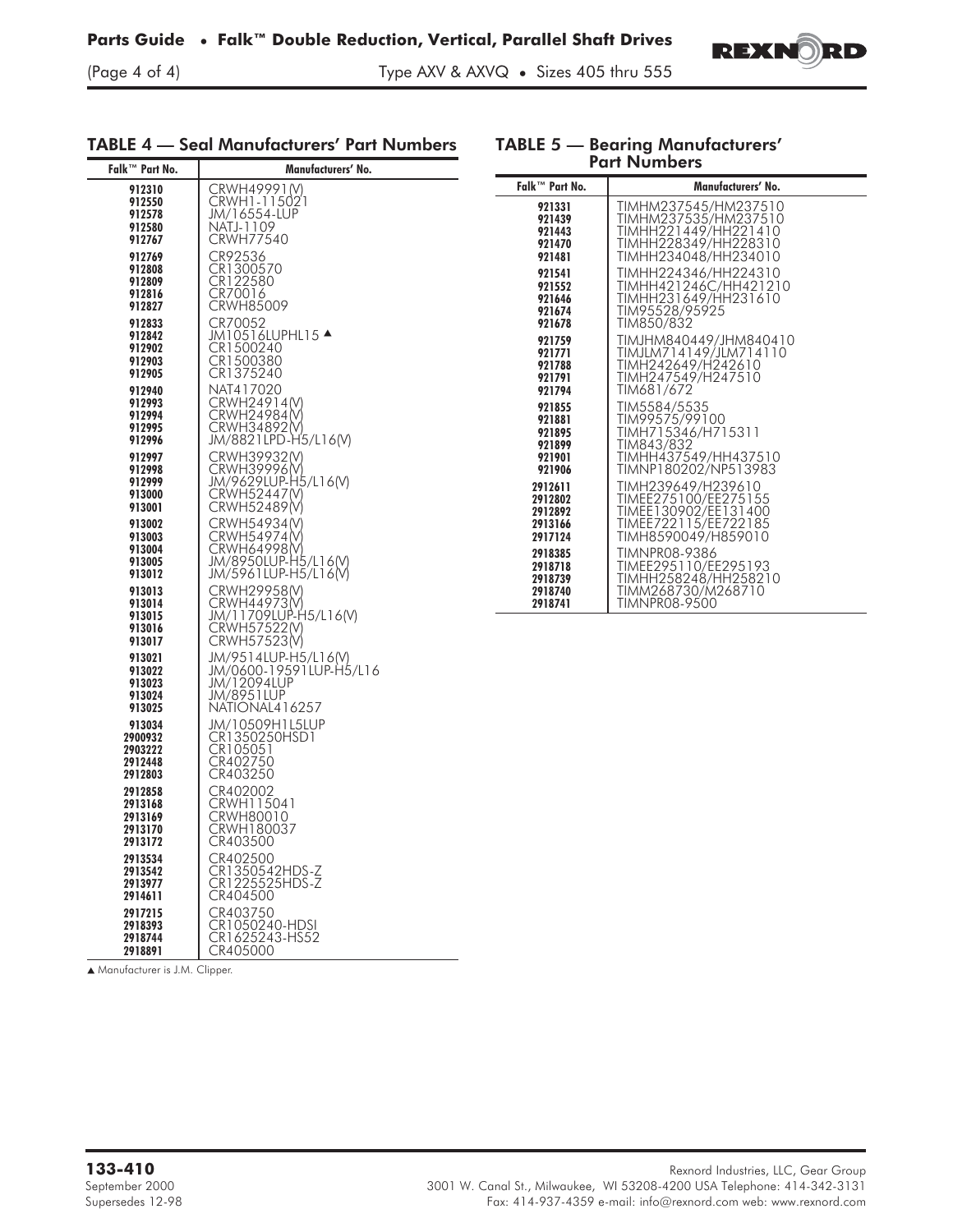### TABLE 4 — Seal Manufacturers' Part Numbers

| Falk™ Part No. | Manufacturers' No. |
|---|---|
| 912310 | CRWH49991(V) |
| 912550 | CRWH1-115021 |
| 912578 | JM/16554-LUP |
| 912580 | NATJ-1109 |
| 912767 | CRWH77540 |
| 912769 | CR92536 |
| 912808 | CR1300570 |
| 912809 | CR122580 |
| 912816 | CR70016 |
| 912827 | CRWH85009 |
| 912833 | CR70052 |
| 912842 | JM10516LUPHL15 ▲ |
| 912902 | CR1500240 |
| 912903 | CR1500380 |
| 912905 | CR1375240 |
| 912940 | NAT417020 |
| 912993 | CRWH24914(V) |
| 912994 | CRWH24984(V) |
| 912995 | CRWH34892(V) |
| 912996 | JM/8821LPD-H5/L16(V) |
| 912997 | CRWH39932(V) |
| 912998 | CRWH39996(V) |
| 912999 | JM/9629LUP-H5/L16(V) |
| 913000 | CRWH52447(V) |
| 913001 | CRWH52489(V) |
| 913002 | CRWH54934(V) |
| 913003 | CRWH54974(V) |
| 913004 | CRWH64998(V) |
| 913005 | JM/8950LUP-H5/L16(V) |
| 913012 | JM/5961LUP-H5/L16(V) |
| 913013 | CRWH29958(V) |
| 913014 | CRWH44973(V) |
| 913015 | JM/11709LUP-H5/L16(V) |
| 913016 | CRWH57522(V) |
| 913017 | CRWH57523(V) |
| 913021 | JM/9514LUP-H5/L16(V) |
| 913022 | JM/0600-19591LUP-H5/L16 |
| 913023 | JM/12094LUP |
| 913024 | JM/8951LUP |
| 913025 | NATIONAL416257 |
| 913034 | JM/10509H1L5LUP |
| 2900932 | CR1350250HSD1 |
| 2903222 | CR105051 |
| 2912448 | CR402750 |
| 2912803 | CR403250 |
| 2912858 | CR402002 |
| 2913168 | CRWH115041 |
| 2913169 | CRWH80010 |
| 2913170 | CRWH180037 |
| 2913172 | CR403500 |
| 2913534 | CR402500 |
| 2913542 | CR1350542HDS-Z |
| 2913977 | CR1225525HDS-Z |
| 2914611 | CR404500 |
| 2917215 | CR403750 |
| 2918393 | CR1050240-HDSI |
| 2918744 | CR1625243-HS52 |
| 2918891 | CR405000 |

▲ Manufacturer is J.M. Clipper.

### TABLE 5 — Bearing Manufacturers' Part Numbers

| Falk™ Part No. | Manufacturers' No. |
|---|---|
| 921331 | TIMHM237545/HM237510 |
| 921439 | TIMHM237535/HM237510 |
| 921443 | TIMHH221449/HH221410 |
| 921470 | TIMHH228349/HH228310 |
| 921481 | TIMHH234048/HH234010 |
| 921541 | TIMHH224346/HH224310 |
| 921552 | TIMHH421246C/HH421210 |
| 921646 | TIMHH231649/HH231610 |
| 921674 | TIM95528/95925 |
| 921678 | TIM850/832 |
| 921759 | TIMJHM840449/JHM840410 |
| 921771 | TIMJLM714149/JLM714110 |
| 921788 | TIMH242649/H242610 |
| 921791 | TIMH247549/H247510 |
| 921794 | TIM681/672 |
| 921855 | TIM5584/5535 |
| 921881 | TIM99575/99100 |
| 921895 | TIMH715346/H715311 |
| 921899 | TIM843/832 |
| 921901 | TIMHH437549/HH437510 |
| 921906 | TIMNP180202/NP513983 |
| 2912611 | TIMH239649/H239610 |
| 2912802 | TIMEE275100/EE275155 |
| 2912892 | TIMEE130902/EE131400 |
| 2913166 | TIMEE722115/EE722185 |
| 2917124 | TIMH8590049/H859010 |
| 2918385 | TIMNPR08-9386 |
| 2918718 | TIMEE295110/EE295193 |
| 2918739 | TIMHH258248/HH258210 |
| 2918740 | TIMM268730/M268710 |
| 2918741 | TIMNPR08-9500 |

**133-410**
September 2000
Supersedes 12-98

Rexnord Industries, LLC, Gear Group
3001 W. Canal St., Milwaukee, WI 53208-4200 USA Telephone: 414-342-3131
Fax: 414-937-4359 e-mail: info@rexnord.com web: www.rexnord.com